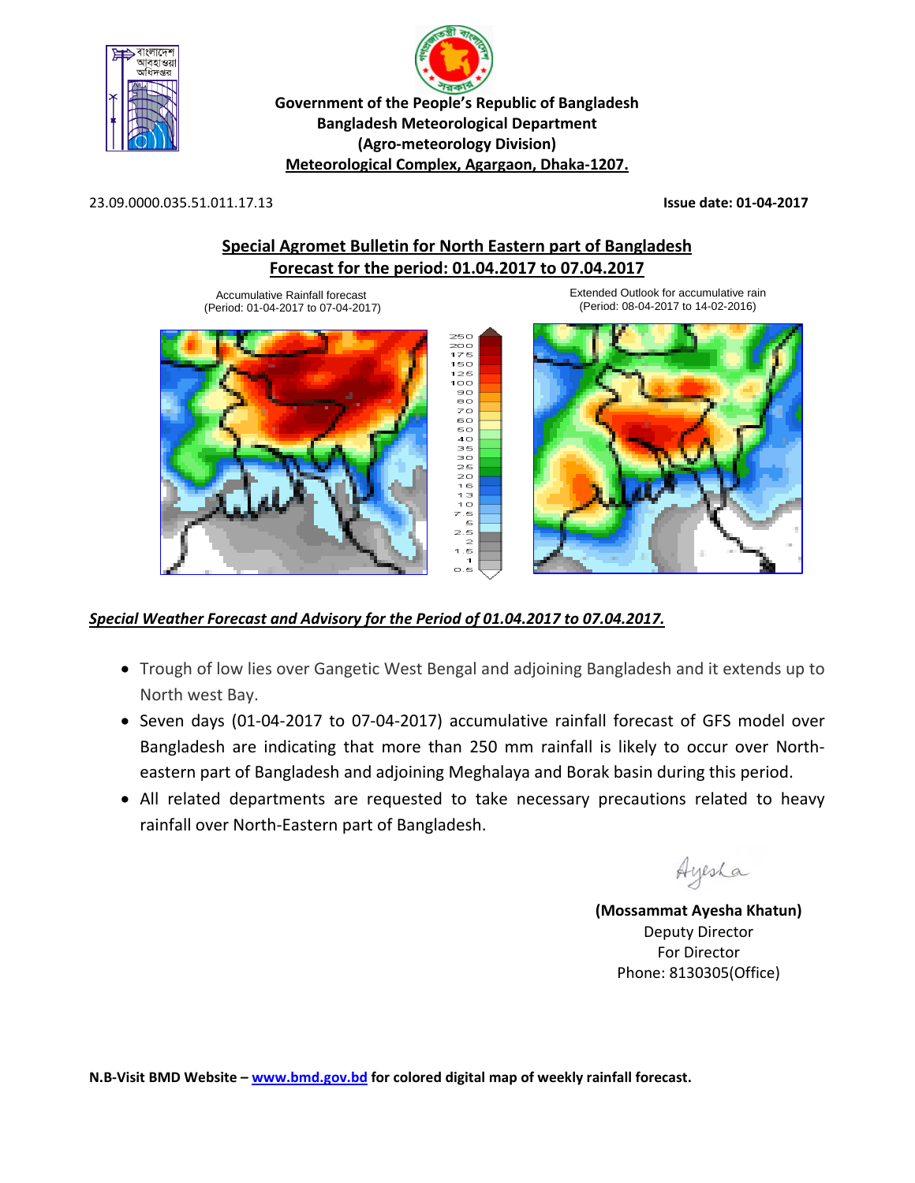**Government of the People's Republic of Bangladesh**
**Bangladesh Meteorological Department**
**(Agro-meteorology Division)**
**Meteorological Complex, Agargaon, Dhaka-1207.**

23.09.0000.035.51.011.17.13 **Issue date: 01-04-2017**

## Special Agromet Bulletin for North Eastern part of Bangladesh
## Forecast for the period: 01.04.2017 to 07.04.2017

Accumulative Rainfall forecast
(Period: 01-04-2017 to 07-04-2017)

Extended Outlook for accumulative rain
(Period: 08-04-2017 to 14-02-2016)

***Special Weather Forecast and Advisory for the Period of 01.04.2017 to 07.04.2017.***

- Trough of low lies over Gangetic West Bengal and adjoining Bangladesh and it extends up to North west Bay.
- Seven days (01-04-2017 to 07-04-2017) accumulative rainfall forecast of GFS model over Bangladesh are indicating that more than 250 mm rainfall is likely to occur over North-eastern part of Bangladesh and adjoining Meghalaya and Borak basin during this period.
- All related departments are requested to take necessary precautions related to heavy rainfall over North-Eastern part of Bangladesh.

Ayesha

**(Mossammat Ayesha Khatun)**
Deputy Director
For Director
Phone: 8130305(Office)

**N.B-Visit BMD Website – [www.bmd.gov.bd](http://www.bmd.gov.bd) for colored digital map of weekly rainfall forecast.**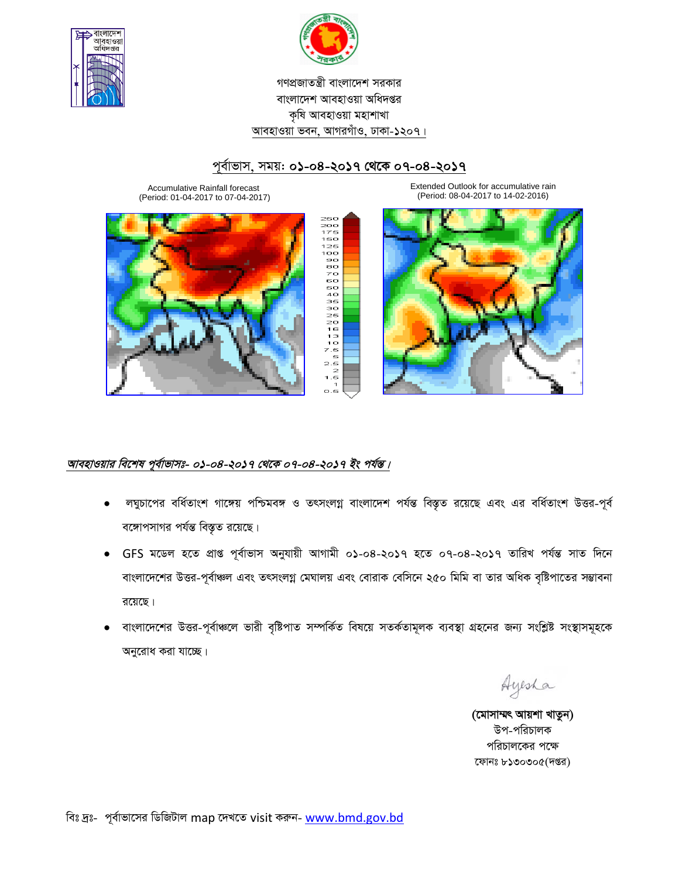গণপ্রজাতন্ত্রী বাংলাদেশ সরকার
বাংলাদেশ আবহাওয়া অধিদপ্তর
কৃষি আবহাওয়া মহাশাখা
আবহাওয়া ভবন, আগরগাঁও, ঢাকা-১২০৭।

## পূর্বাভাস, সময়: ০১-০৪-২০১৭ থেকে ০৭-০৪-২০১৭

Accumulative Rainfall forecast
(Period: 01-04-2017 to 07-04-2017)

Extended Outlook for accumulative rain
(Period: 08-04-2017 to 14-02-2016)

250
200
175
150
125
100
90
80
70
60
50
40
35
30
25
20
15
13
10
7.5
5
2.5
2
1.5
1
0.5

***আবহাওয়ার বিশেষ পূর্বাভাসঃ- ০১-০৪-২০১৭ থেকে ০৭-০৪-২০১৭ ইং পর্যন্ত।***

- লঘুচাপের বর্ধিতাংশ গাঙ্গেয় পশ্চিমবঙ্গ ও তৎসংলগ্ন বাংলাদেশ পর্যন্ত বিস্তৃত রয়েছে এবং এর বর্ধিতাংশ উত্তর-পূর্ব বঙ্গোপসাগর পর্যন্ত বিস্তৃত রয়েছে।
- GFS মডেল হতে প্রাপ্ত পূর্বাভাস অনুযায়ী আগামী ০১-০৪-২০১৭ হতে ০৭-০৪-২০১৭ তারিখ পর্যন্ত সাত দিনে বাংলাদেশের উত্তর-পূর্বাঞ্চল এবং তৎসংলগ্ন মেঘালয় এবং বোরাক বেসিনে ২৫০ মিমি বা তার অধিক বৃষ্টিপাতের সম্ভাবনা রয়েছে।
- বাংলাদেশের উত্তর-পূর্বাঞ্চলে ভারী বৃষ্টিপাত সম্পর্কিত বিষয়ে সতর্কতামূলক ব্যবস্থা গ্রহনের জন্য সংশ্লিষ্ট সংস্থাসমূহকে অনুরোধ করা যাচ্ছে।

Ayesha

**(মোসাম্মৎ আয়শা খাতুন)**
উপ-পরিচালক
পরিচালকের পক্ষে
ফোনঃ ৮১৩০৩০৫(দপ্তর)

বিঃ দ্রঃ- পূর্বাভাসের ডিজিটাল map দেখতে visit করুন- www.bmd.gov.bd